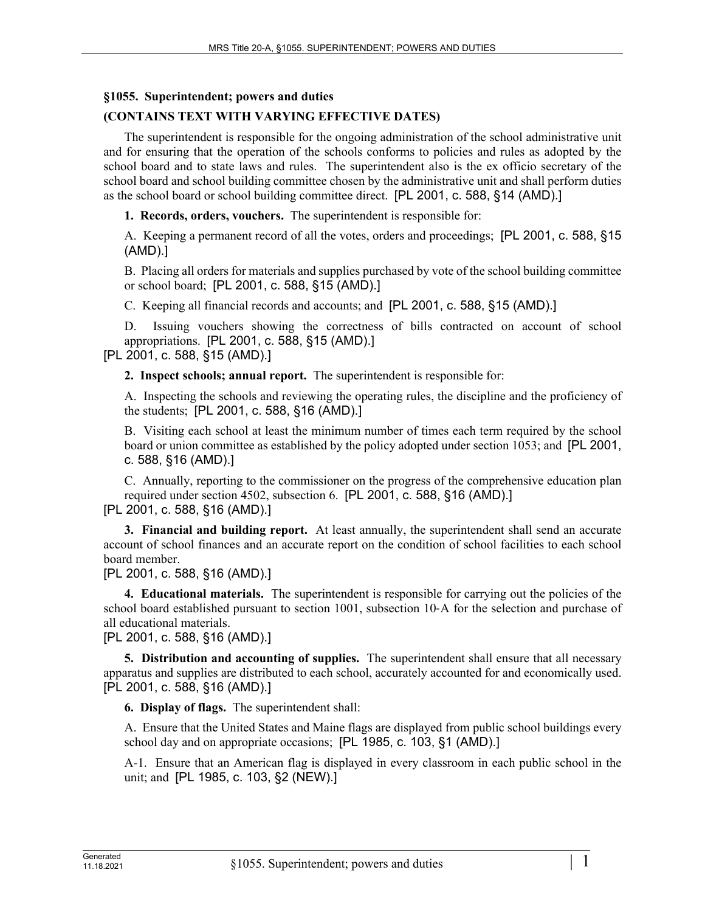## §1055. Superintendent; powers and duties

**(CONTAINS TEXT WITH VARYING EFFECTIVE DATES)**

The superintendent is responsible for the ongoing administration of the school administrative unit and for ensuring that the operation of the schools conforms to policies and rules as adopted by the school board and to state laws and rules. The superintendent also is the ex officio secretary of the school board and school building committee chosen by the administrative unit and shall perform duties as the school board or school building committee direct. [PL 2001, c. 588, §14 (AMD).]

**1. Records, orders, vouchers.** The superintendent is responsible for:

A. Keeping a permanent record of all the votes, orders and proceedings; [PL 2001, c. 588, §15 (AMD).]

B. Placing all orders for materials and supplies purchased by vote of the school building committee or school board; [PL 2001, c. 588, §15 (AMD).]

C. Keeping all financial records and accounts; and [PL 2001, c. 588, §15 (AMD).]

D. Issuing vouchers showing the correctness of bills contracted on account of school appropriations. [PL 2001, c. 588, §15 (AMD).]

[PL 2001, c. 588, §15 (AMD).]

**2. Inspect schools; annual report.** The superintendent is responsible for:

A. Inspecting the schools and reviewing the operating rules, the discipline and the proficiency of the students; [PL 2001, c. 588, §16 (AMD).]

B. Visiting each school at least the minimum number of times each term required by the school board or union committee as established by the policy adopted under section 1053; and [PL 2001, c. 588, §16 (AMD).]

C. Annually, reporting to the commissioner on the progress of the comprehensive education plan required under section 4502, subsection 6. [PL 2001, c. 588, §16 (AMD).]

[PL 2001, c. 588, §16 (AMD).]

**3. Financial and building report.** At least annually, the superintendent shall send an accurate account of school finances and an accurate report on the condition of school facilities to each school board member.

[PL 2001, c. 588, §16 (AMD).]

**4. Educational materials.** The superintendent is responsible for carrying out the policies of the school board established pursuant to section 1001, subsection 10-A for the selection and purchase of all educational materials.

[PL 2001, c. 588, §16 (AMD).]

**5. Distribution and accounting of supplies.** The superintendent shall ensure that all necessary apparatus and supplies are distributed to each school, accurately accounted for and economically used. [PL 2001, c. 588, §16 (AMD).]

**6. Display of flags.** The superintendent shall:

A. Ensure that the United States and Maine flags are displayed from public school buildings every school day and on appropriate occasions; [PL 1985, c. 103, §1 (AMD).]

A-1. Ensure that an American flag is displayed in every classroom in each public school in the unit; and [PL 1985, c. 103, §2 (NEW).]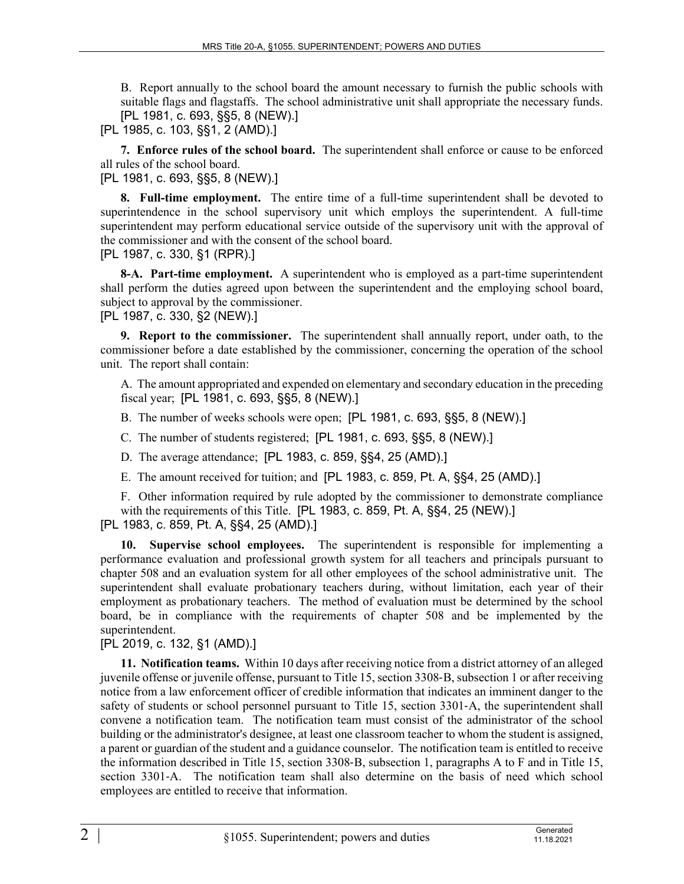B. Report annually to the school board the amount necessary to furnish the public schools with suitable flags and flagstaffs. The school administrative unit shall appropriate the necessary funds. [PL 1981, c. 693, §§5, 8 (NEW).]

[PL 1985, c. 103, §§1, 2 (AMD).]

**7. Enforce rules of the school board.** The superintendent shall enforce or cause to be enforced all rules of the school board.

[PL 1981, c. 693, §§5, 8 (NEW).]

**8. Full-time employment.** The entire time of a full-time superintendent shall be devoted to superintendence in the school supervisory unit which employs the superintendent. A full-time superintendent may perform educational service outside of the supervisory unit with the approval of the commissioner and with the consent of the school board.

[PL 1987, c. 330, §1 (RPR).]

**8-A. Part-time employment.** A superintendent who is employed as a part-time superintendent shall perform the duties agreed upon between the superintendent and the employing school board, subject to approval by the commissioner.

[PL 1987, c. 330, §2 (NEW).]

**9. Report to the commissioner.** The superintendent shall annually report, under oath, to the commissioner before a date established by the commissioner, concerning the operation of the school unit. The report shall contain:

A. The amount appropriated and expended on elementary and secondary education in the preceding fiscal year; [PL 1981, c. 693, §§5, 8 (NEW).]

B. The number of weeks schools were open; [PL 1981, c. 693, §§5, 8 (NEW).]

C. The number of students registered; [PL 1981, c. 693, §§5, 8 (NEW).]

D. The average attendance; [PL 1983, c. 859, §§4, 25 (AMD).]

E. The amount received for tuition; and [PL 1983, c. 859, Pt. A, §§4, 25 (AMD).]

F. Other information required by rule adopted by the commissioner to demonstrate compliance with the requirements of this Title. [PL 1983, c. 859, Pt. A, §§4, 25 (NEW).]

[PL 1983, c. 859, Pt. A, §§4, 25 (AMD).]

**10. Supervise school employees.** The superintendent is responsible for implementing a performance evaluation and professional growth system for all teachers and principals pursuant to chapter 508 and an evaluation system for all other employees of the school administrative unit. The superintendent shall evaluate probationary teachers during, without limitation, each year of their employment as probationary teachers. The method of evaluation must be determined by the school board, be in compliance with the requirements of chapter 508 and be implemented by the superintendent.

[PL 2019, c. 132, §1 (AMD).]

**11. Notification teams.** Within 10 days after receiving notice from a district attorney of an alleged juvenile offense or juvenile offense, pursuant to Title 15, section 3308-B, subsection 1 or after receiving notice from a law enforcement officer of credible information that indicates an imminent danger to the safety of students or school personnel pursuant to Title 15, section 3301-A, the superintendent shall convene a notification team. The notification team must consist of the administrator of the school building or the administrator's designee, at least one classroom teacher to whom the student is assigned, a parent or guardian of the student and a guidance counselor. The notification team is entitled to receive the information described in Title 15, section 3308-B, subsection 1, paragraphs A to F and in Title 15, section 3301-A. The notification team shall also determine on the basis of need which school employees are entitled to receive that information.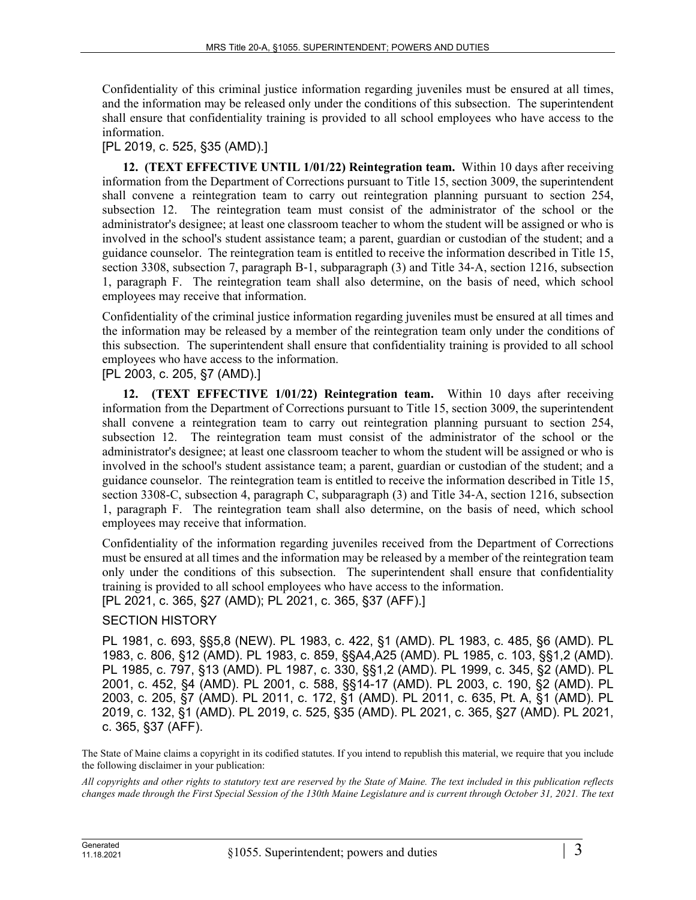Confidentiality of this criminal justice information regarding juveniles must be ensured at all times, and the information may be released only under the conditions of this subsection. The superintendent shall ensure that confidentiality training is provided to all school employees who have access to the information.

[PL 2019, c. 525, §35 (AMD).]

**12. (TEXT EFFECTIVE UNTIL 1/01/22) Reintegration team.** Within 10 days after receiving information from the Department of Corrections pursuant to Title 15, section 3009, the superintendent shall convene a reintegration team to carry out reintegration planning pursuant to section 254, subsection 12. The reintegration team must consist of the administrator of the school or the administrator's designee; at least one classroom teacher to whom the student will be assigned or who is involved in the school's student assistance team; a parent, guardian or custodian of the student; and a guidance counselor. The reintegration team is entitled to receive the information described in Title 15, section 3308, subsection 7, paragraph B-1, subparagraph (3) and Title 34-A, section 1216, subsection 1, paragraph F. The reintegration team shall also determine, on the basis of need, which school employees may receive that information.

Confidentiality of the criminal justice information regarding juveniles must be ensured at all times and the information may be released by a member of the reintegration team only under the conditions of this subsection. The superintendent shall ensure that confidentiality training is provided to all school employees who have access to the information.

[PL 2003, c. 205, §7 (AMD).]

**12. (TEXT EFFECTIVE 1/01/22) Reintegration team.** Within 10 days after receiving information from the Department of Corrections pursuant to Title 15, section 3009, the superintendent shall convene a reintegration team to carry out reintegration planning pursuant to section 254, subsection 12. The reintegration team must consist of the administrator of the school or the administrator's designee; at least one classroom teacher to whom the student will be assigned or who is involved in the school's student assistance team; a parent, guardian or custodian of the student; and a guidance counselor. The reintegration team is entitled to receive the information described in Title 15, section 3308-C, subsection 4, paragraph C, subparagraph (3) and Title 34-A, section 1216, subsection 1, paragraph F. The reintegration team shall also determine, on the basis of need, which school employees may receive that information.

Confidentiality of the information regarding juveniles received from the Department of Corrections must be ensured at all times and the information may be released by a member of the reintegration team only under the conditions of this subsection. The superintendent shall ensure that confidentiality training is provided to all school employees who have access to the information.

[PL 2021, c. 365, §27 (AMD); PL 2021, c. 365, §37 (AFF).]

SECTION HISTORY

PL 1981, c. 693, §§5,8 (NEW). PL 1983, c. 422, §1 (AMD). PL 1983, c. 485, §6 (AMD). PL 1983, c. 806, §12 (AMD). PL 1983, c. 859, §§A4,A25 (AMD). PL 1985, c. 103, §§1,2 (AMD). PL 1985, c. 797, §13 (AMD). PL 1987, c. 330, §§1,2 (AMD). PL 1999, c. 345, §2 (AMD). PL 2001, c. 452, §4 (AMD). PL 2001, c. 588, §§14-17 (AMD). PL 2003, c. 190, §2 (AMD). PL 2003, c. 205, §7 (AMD). PL 2011, c. 172, §1 (AMD). PL 2011, c. 635, Pt. A, §1 (AMD). PL 2019, c. 132, §1 (AMD). PL 2019, c. 525, §35 (AMD). PL 2021, c. 365, §27 (AMD). PL 2021, c. 365, §37 (AFF).

The State of Maine claims a copyright in its codified statutes. If you intend to republish this material, we require that you include the following disclaimer in your publication:

*All copyrights and other rights to statutory text are reserved by the State of Maine. The text included in this publication reflects changes made through the First Special Session of the 130th Maine Legislature and is current through October 31, 2021. The text*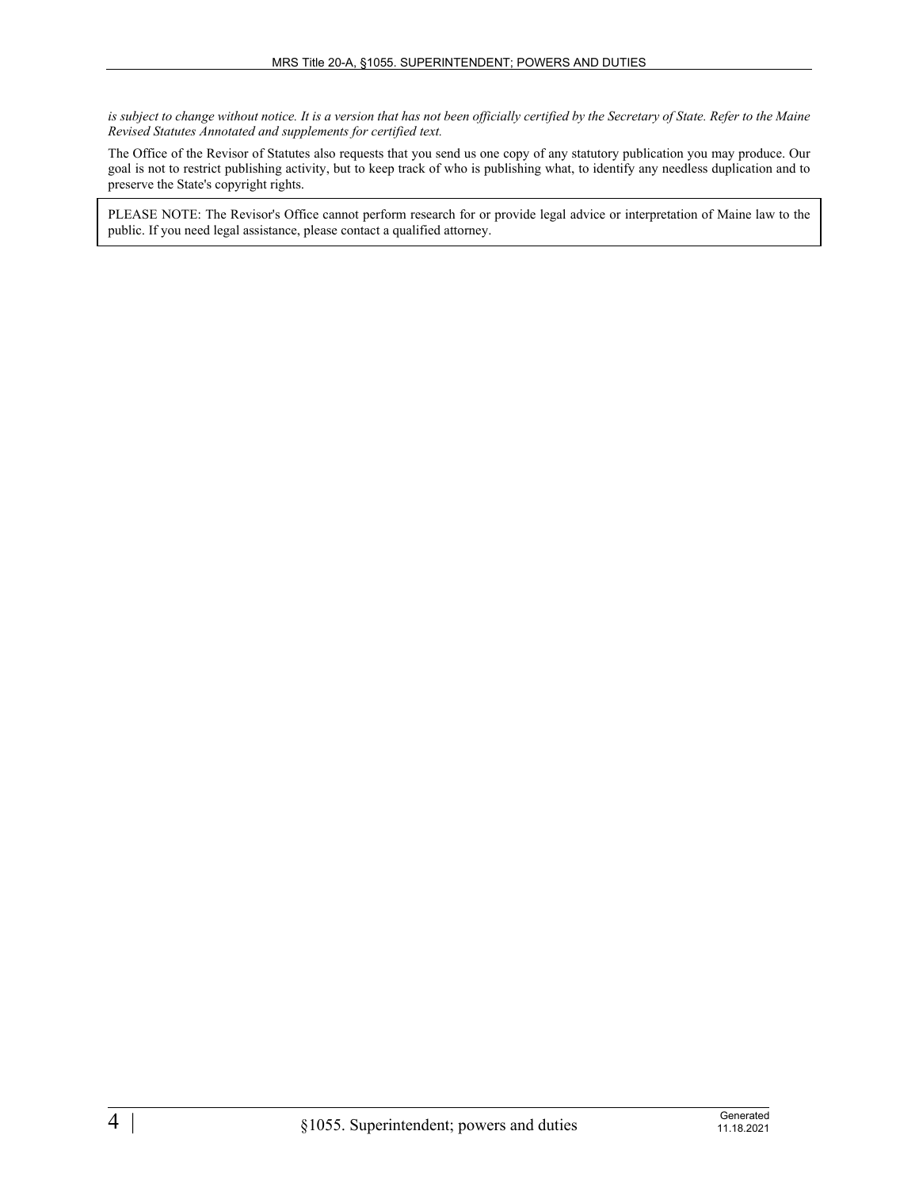*is subject to change without notice. It is a version that has not been officially certified by the Secretary of State. Refer to the Maine Revised Statutes Annotated and supplements for certified text.*

The Office of the Revisor of Statutes also requests that you send us one copy of any statutory publication you may produce. Our goal is not to restrict publishing activity, but to keep track of who is publishing what, to identify any needless duplication and to preserve the State's copyright rights.

PLEASE NOTE: The Revisor's Office cannot perform research for or provide legal advice or interpretation of Maine law to the public. If you need legal assistance, please contact a qualified attorney.